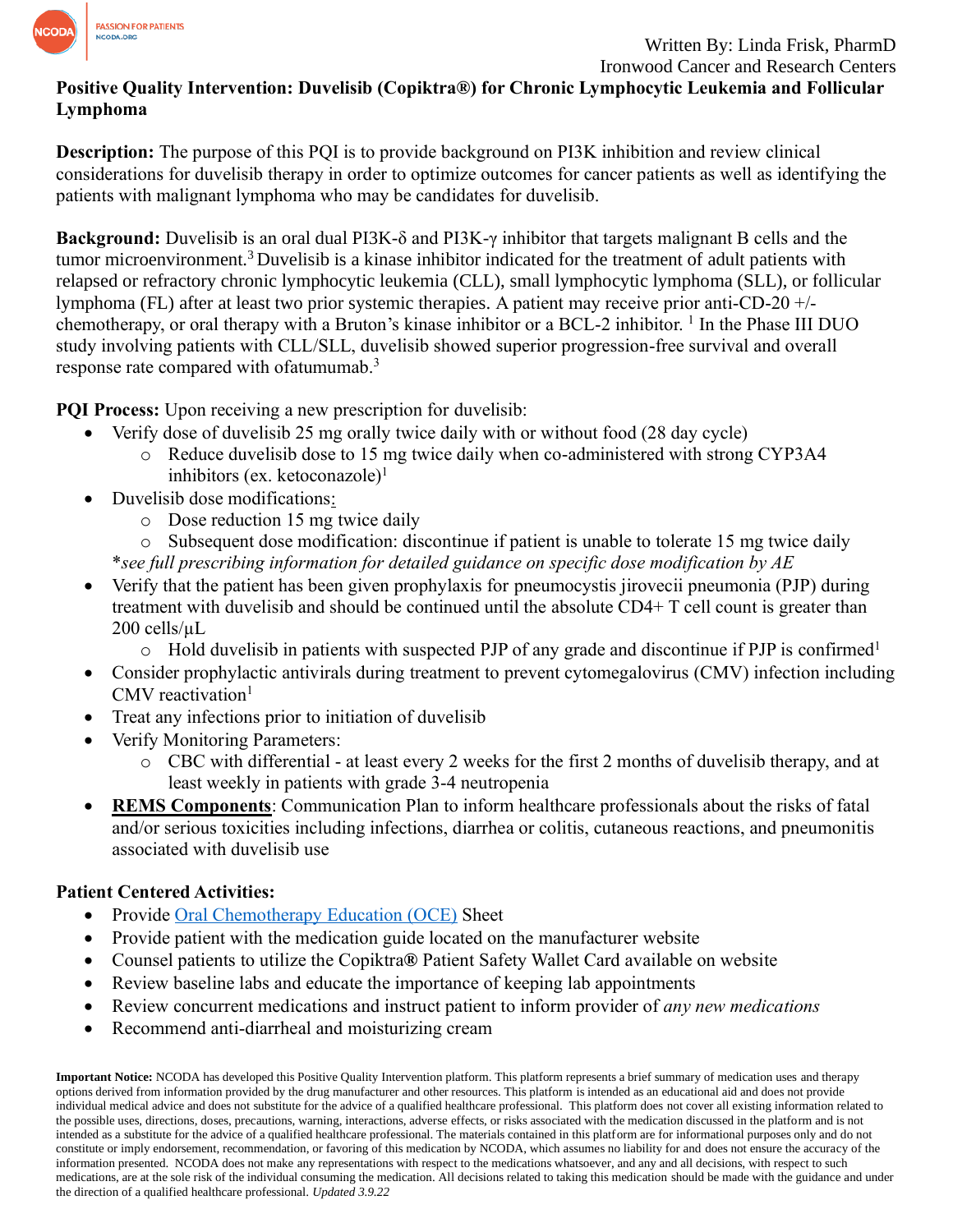Written By: Linda Frisk, PharmD
Ironwood Cancer and Research Centers

**Positive Quality Intervention: Duvelisib (Copiktra®) for Chronic Lymphocytic Leukemia and Follicular Lymphoma**

**Description:** The purpose of this PQI is to provide background on PI3K inhibition and review clinical considerations for duvelisib therapy in order to optimize outcomes for cancer patients as well as identifying the patients with malignant lymphoma who may be candidates for duvelisib.

**Background:** Duvelisib is an oral dual PI3K-δ and PI3K-γ inhibitor that targets malignant B cells and the tumor microenvironment.[3] Duvelisib is a kinase inhibitor indicated for the treatment of adult patients with relapsed or refractory chronic lymphocytic leukemia (CLL), small lymphocytic lymphoma (SLL), or follicular lymphoma (FL) after at least two prior systemic therapies. A patient may receive prior anti-CD-20 +/- chemotherapy, or oral therapy with a Bruton's kinase inhibitor or a BCL-2 inhibitor. [1] In the Phase III DUO study involving patients with CLL/SLL, duvelisib showed superior progression-free survival and overall response rate compared with ofatumumab.[3]

**PQI Process:** Upon receiving a new prescription for duvelisib:

- Verify dose of duvelisib 25 mg orally twice daily with or without food (28 day cycle)
  - Reduce duvelisib dose to 15 mg twice daily when co-administered with strong CYP3A4 inhibitors (ex. ketoconazole)[1]
- Duvelisib dose modifications:
  - Dose reduction 15 mg twice daily
  - Subsequent dose modification: discontinue if patient is unable to tolerate 15 mg twice daily

  **see full prescribing information for detailed guidance on specific dose modification by AE*
- Verify that the patient has been given prophylaxis for pneumocystis jirovecii pneumonia (PJP) during treatment with duvelisib and should be continued until the absolute CD4+ T cell count is greater than 200 cells/µL
  - Hold duvelisib in patients with suspected PJP of any grade and discontinue if PJP is confirmed[1]
- Consider prophylactic antivirals during treatment to prevent cytomegalovirus (CMV) infection including CMV reactivation[1]
- Treat any infections prior to initiation of duvelisib
- Verify Monitoring Parameters:
  - CBC with differential - at least every 2 weeks for the first 2 months of duvelisib therapy, and at least weekly in patients with grade 3-4 neutropenia
- **REMS Components**: Communication Plan to inform healthcare professionals about the risks of fatal and/or serious toxicities including infections, diarrhea or colitis, cutaneous reactions, and pneumonitis associated with duvelisib use

**Patient Centered Activities:**

- Provide Oral Chemotherapy Education (OCE) Sheet
- Provide patient with the medication guide located on the manufacturer website
- Counsel patients to utilize the Copiktra® Patient Safety Wallet Card available on website
- Review baseline labs and educate the importance of keeping lab appointments
- Review concurrent medications and instruct patient to inform provider of *any new medications*
- Recommend anti-diarrheal and moisturizing cream

**Important Notice:** NCODA has developed this Positive Quality Intervention platform. This platform represents a brief summary of medication uses and therapy options derived from information provided by the drug manufacturer and other resources. This platform is intended as an educational aid and does not provide individual medical advice and does not substitute for the advice of a qualified healthcare professional. This platform does not cover all existing information related to the possible uses, directions, doses, precautions, warning, interactions, adverse effects, or risks associated with the medication discussed in the platform and is not intended as a substitute for the advice of a qualified healthcare professional. The materials contained in this platform are for informational purposes only and do not constitute or imply endorsement, recommendation, or favoring of this medication by NCODA, which assumes no liability for and does not ensure the accuracy of the information presented. NCODA does not make any representations with respect to the medications whatsoever, and any and all decisions, with respect to such medications, are at the sole risk of the individual consuming the medication. All decisions related to taking this medication should be made with the guidance and under the direction of a qualified healthcare professional. *Updated 3.9.22*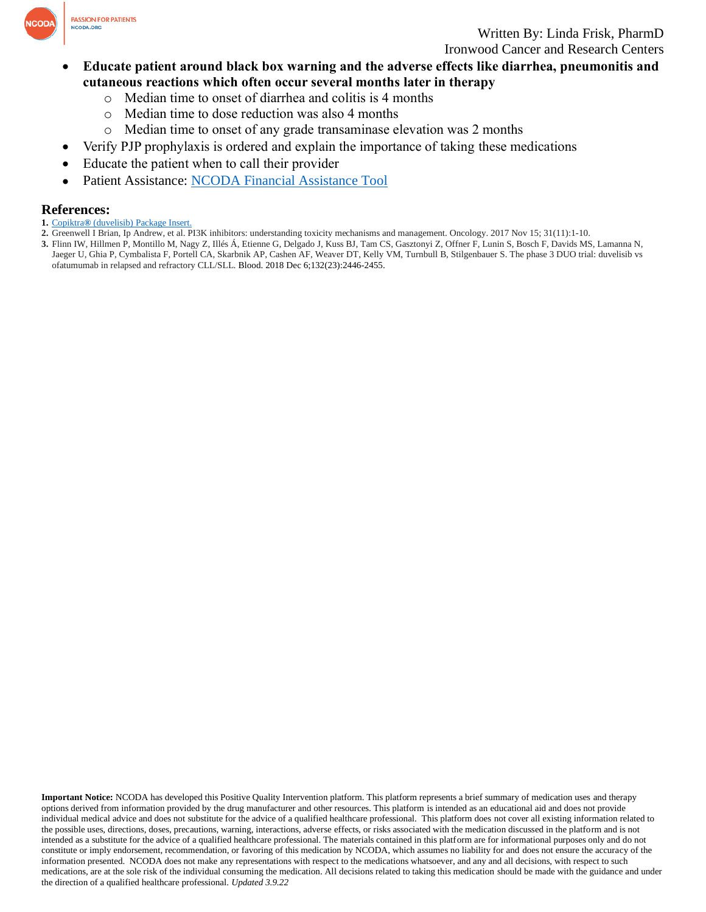- **Educate patient around black box warning and the adverse effects like diarrhea, pneumonitis and cutaneous reactions which often occur several months later in therapy**
  - Median time to onset of diarrhea and colitis is 4 months
  - Median time to dose reduction was also 4 months
  - Median time to onset of any grade transaminase elevation was 2 months
- Verify PJP prophylaxis is ordered and explain the importance of taking these medications
- Educate the patient when to call their provider
- Patient Assistance: NCODA Financial Assistance Tool

## References:

1. Copiktra® (duvelisib) Package Insert.
2. Greenwell I Brian, Ip Andrew, et al. PI3K inhibitors: understanding toxicity mechanisms and management. Oncology. 2017 Nov 15; 31(11):1-10.
3. Flinn IW, Hillmen P, Montillo M, Nagy Z, Illés Á, Etienne G, Delgado J, Kuss BJ, Tam CS, Gasztonyi Z, Offner F, Lunin S, Bosch F, Davids MS, Lamanna N, Jaeger U, Ghia P, Cymbalista F, Portell CA, Skarbnik AP, Cashen AF, Weaver DT, Kelly VM, Turnbull B, Stilgenbauer S. The phase 3 DUO trial: duvelisib vs ofatumumab in relapsed and refractory CLL/SLL. Blood. 2018 Dec 6;132(23):2446-2455.

**Important Notice:** NCODA has developed this Positive Quality Intervention platform. This platform represents a brief summary of medication uses and therapy options derived from information provided by the drug manufacturer and other resources. This platform is intended as an educational aid and does not provide individual medical advice and does not substitute for the advice of a qualified healthcare professional. This platform does not cover all existing information related to the possible uses, directions, doses, precautions, warning, interactions, adverse effects, or risks associated with the medication discussed in the platform and is not intended as a substitute for the advice of a qualified healthcare professional. The materials contained in this platform are for informational purposes only and do not constitute or imply endorsement, recommendation, or favoring of this medication by NCODA, which assumes no liability for and does not ensure the accuracy of the information presented. NCODA does not make any representations with respect to the medications whatsoever, and any and all decisions, with respect to such medications, are at the sole risk of the individual consuming the medication. All decisions related to taking this medication should be made with the guidance and under the direction of a qualified healthcare professional. *Updated 3.9.22*